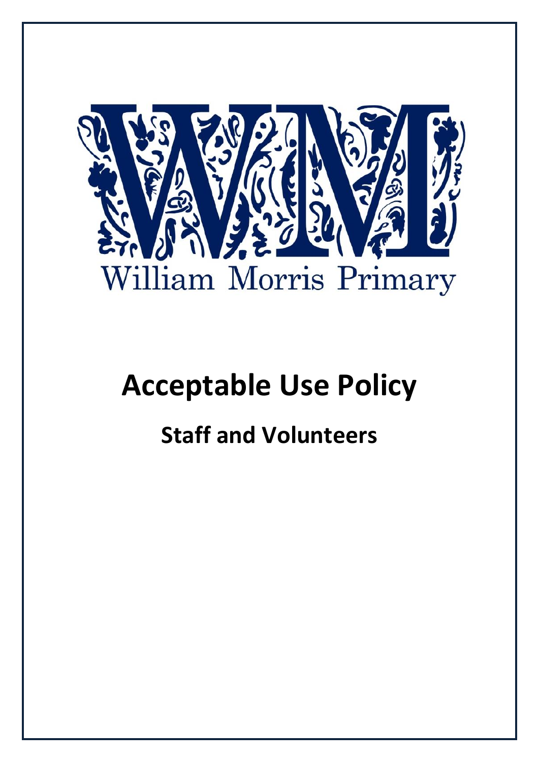William Morris Primary

# Acceptable Use Policy

## Staff and Volunteers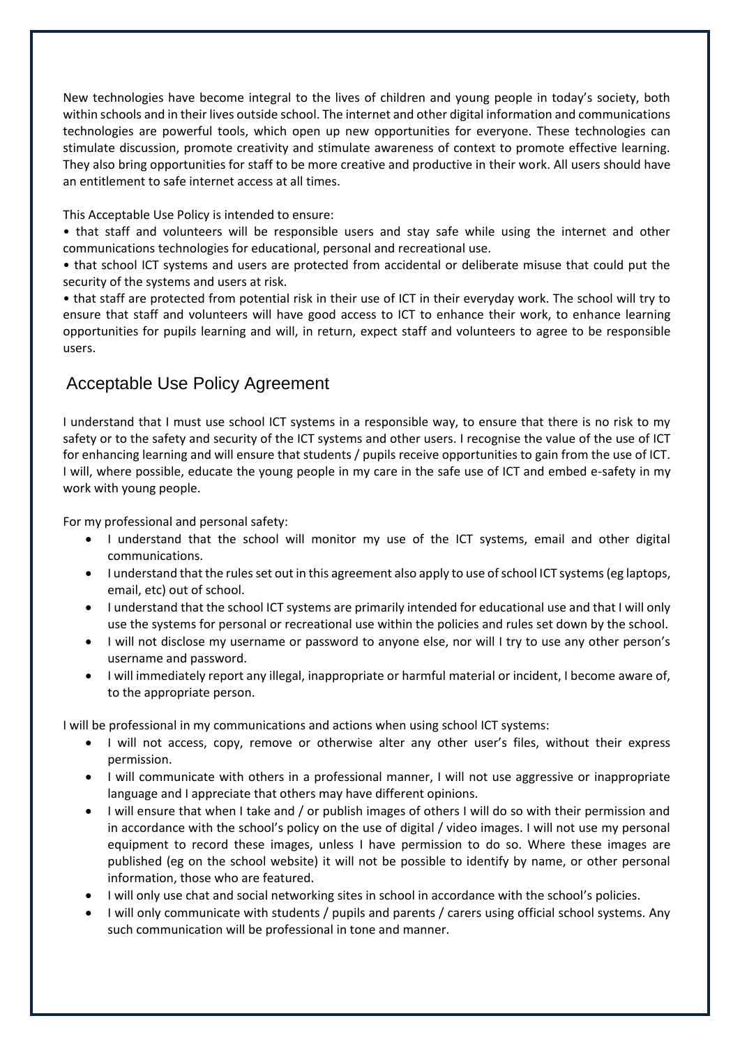New technologies have become integral to the lives of children and young people in today's society, both within schools and in their lives outside school. The internet and other digital information and communications technologies are powerful tools, which open up new opportunities for everyone. These technologies can stimulate discussion, promote creativity and stimulate awareness of context to promote effective learning. They also bring opportunities for staff to be more creative and productive in their work. All users should have an entitlement to safe internet access at all times.

This Acceptable Use Policy is intended to ensure:

• that staff and volunteers will be responsible users and stay safe while using the internet and other communications technologies for educational, personal and recreational use.

• that school ICT systems and users are protected from accidental or deliberate misuse that could put the security of the systems and users at risk.

• that staff are protected from potential risk in their use of ICT in their everyday work. The school will try to ensure that staff and volunteers will have good access to ICT to enhance their work, to enhance learning opportunities for pupils learning and will, in return, expect staff and volunteers to agree to be responsible users.

## Acceptable Use Policy Agreement

I understand that I must use school ICT systems in a responsible way, to ensure that there is no risk to my safety or to the safety and security of the ICT systems and other users. I recognise the value of the use of ICT for enhancing learning and will ensure that students / pupils receive opportunities to gain from the use of ICT. I will, where possible, educate the young people in my care in the safe use of ICT and embed e-safety in my work with young people.

For my professional and personal safety:

- I understand that the school will monitor my use of the ICT systems, email and other digital communications.
- I understand that the rules set out in this agreement also apply to use of school ICT systems (eg laptops, email, etc) out of school.
- I understand that the school ICT systems are primarily intended for educational use and that I will only use the systems for personal or recreational use within the policies and rules set down by the school.
- I will not disclose my username or password to anyone else, nor will I try to use any other person's username and password.
- I will immediately report any illegal, inappropriate or harmful material or incident, I become aware of, to the appropriate person.

I will be professional in my communications and actions when using school ICT systems:

- I will not access, copy, remove or otherwise alter any other user's files, without their express permission.
- I will communicate with others in a professional manner, I will not use aggressive or inappropriate language and I appreciate that others may have different opinions.
- I will ensure that when I take and / or publish images of others I will do so with their permission and in accordance with the school's policy on the use of digital / video images. I will not use my personal equipment to record these images, unless I have permission to do so. Where these images are published (eg on the school website) it will not be possible to identify by name, or other personal information, those who are featured.
- I will only use chat and social networking sites in school in accordance with the school's policies.
- I will only communicate with students / pupils and parents / carers using official school systems. Any such communication will be professional in tone and manner.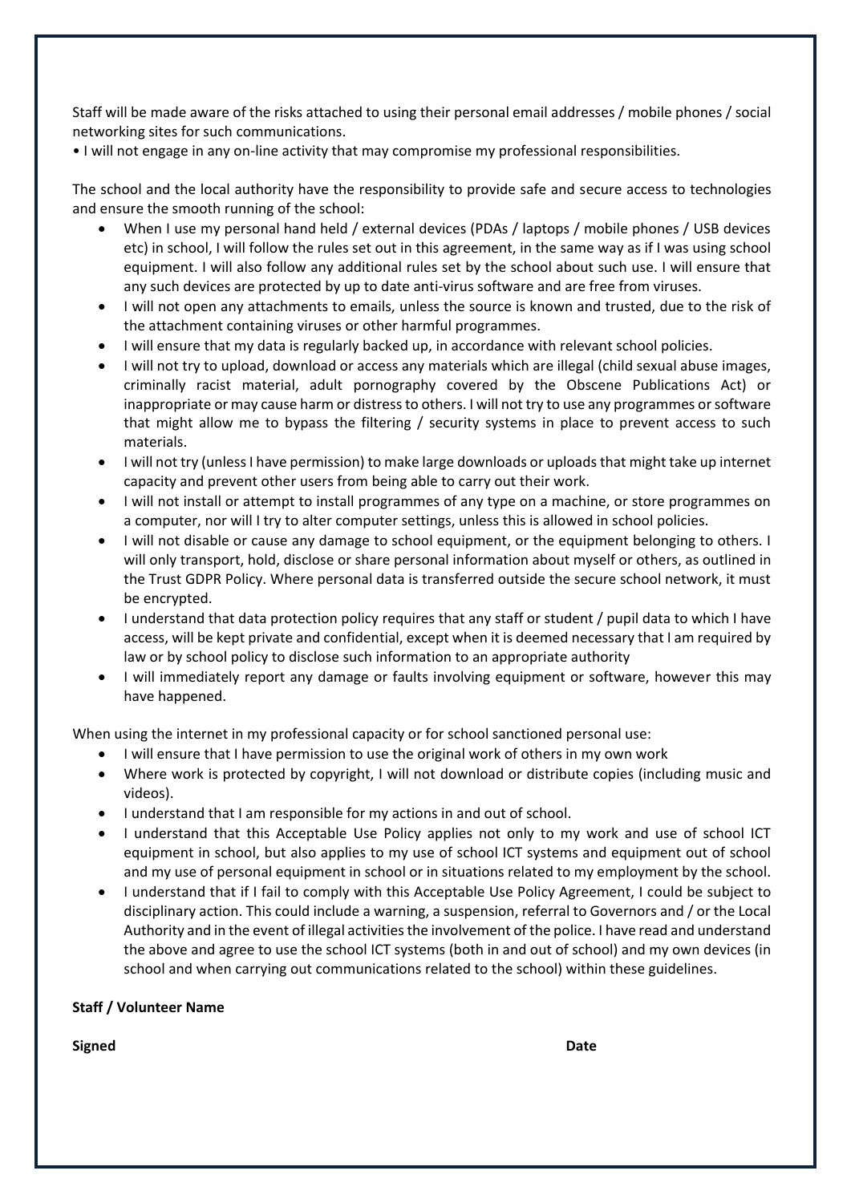Staff will be made aware of the risks attached to using their personal email addresses / mobile phones / social networking sites for such communications.

• I will not engage in any on-line activity that may compromise my professional responsibilities.

The school and the local authority have the responsibility to provide safe and secure access to technologies and ensure the smooth running of the school:

- When I use my personal hand held / external devices (PDAs / laptops / mobile phones / USB devices etc) in school, I will follow the rules set out in this agreement, in the same way as if I was using school equipment. I will also follow any additional rules set by the school about such use. I will ensure that any such devices are protected by up to date anti-virus software and are free from viruses.
- I will not open any attachments to emails, unless the source is known and trusted, due to the risk of the attachment containing viruses or other harmful programmes.
- I will ensure that my data is regularly backed up, in accordance with relevant school policies.
- I will not try to upload, download or access any materials which are illegal (child sexual abuse images, criminally racist material, adult pornography covered by the Obscene Publications Act) or inappropriate or may cause harm or distress to others. I will not try to use any programmes or software that might allow me to bypass the filtering / security systems in place to prevent access to such materials.
- I will not try (unless I have permission) to make large downloads or uploads that might take up internet capacity and prevent other users from being able to carry out their work.
- I will not install or attempt to install programmes of any type on a machine, or store programmes on a computer, nor will I try to alter computer settings, unless this is allowed in school policies.
- I will not disable or cause any damage to school equipment, or the equipment belonging to others. I will only transport, hold, disclose or share personal information about myself or others, as outlined in the Trust GDPR Policy. Where personal data is transferred outside the secure school network, it must be encrypted.
- I understand that data protection policy requires that any staff or student / pupil data to which I have access, will be kept private and confidential, except when it is deemed necessary that I am required by law or by school policy to disclose such information to an appropriate authority
- I will immediately report any damage or faults involving equipment or software, however this may have happened.

When using the internet in my professional capacity or for school sanctioned personal use:

- I will ensure that I have permission to use the original work of others in my own work
- Where work is protected by copyright, I will not download or distribute copies (including music and videos).
- I understand that I am responsible for my actions in and out of school.
- I understand that this Acceptable Use Policy applies not only to my work and use of school ICT equipment in school, but also applies to my use of school ICT systems and equipment out of school and my use of personal equipment in school or in situations related to my employment by the school.
- I understand that if I fail to comply with this Acceptable Use Policy Agreement, I could be subject to disciplinary action. This could include a warning, a suspension, referral to Governors and / or the Local Authority and in the event of illegal activities the involvement of the police. I have read and understand the above and agree to use the school ICT systems (both in and out of school) and my own devices (in school and when carrying out communications related to the school) within these guidelines.

**Staff / Volunteer Name**

**Signed** **Date**